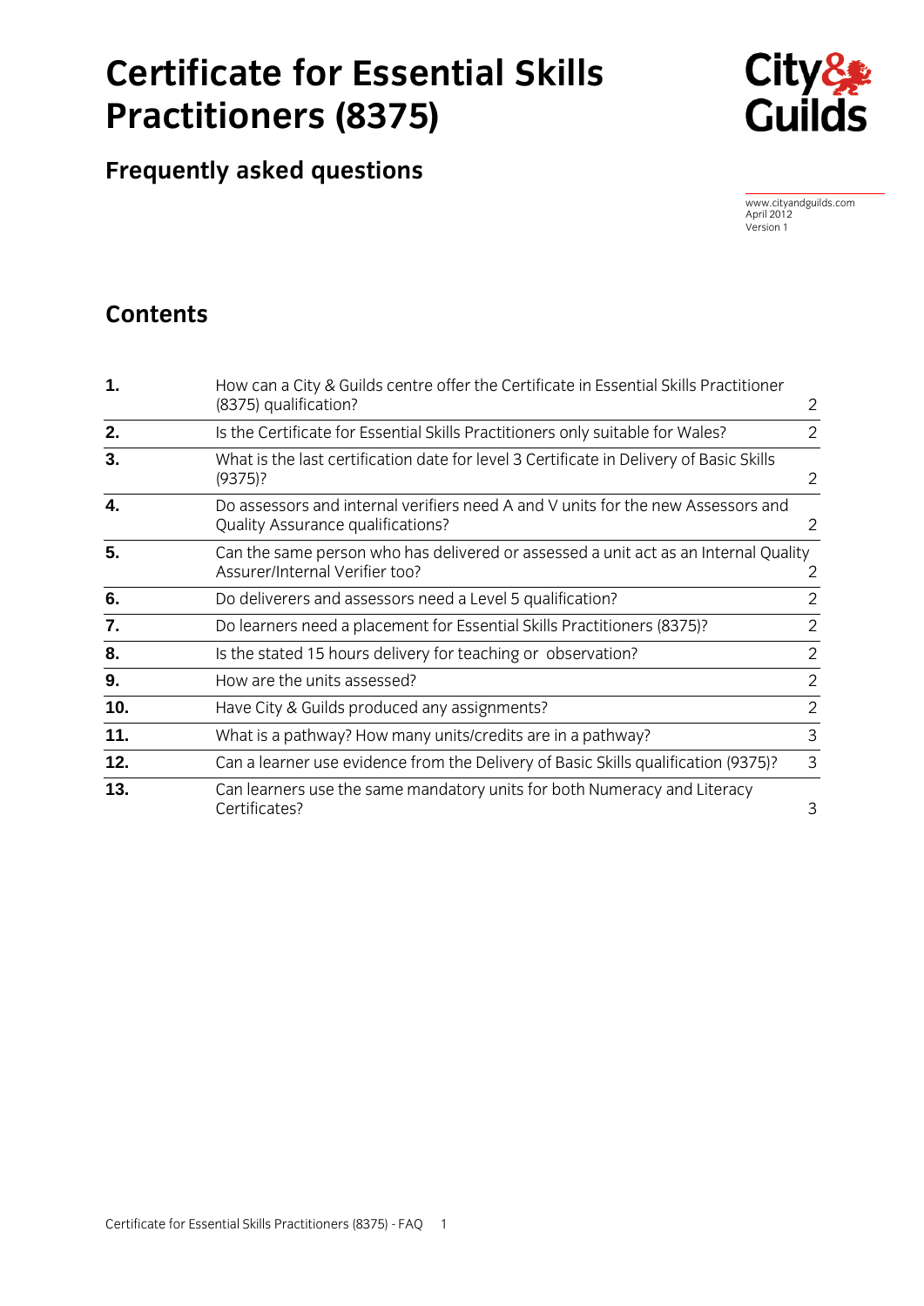# Certificate for Essential Skills Practitioners (8375)

## Frequently asked questions

www.cityandguilds.com
April 2012
Version 1

## Contents

| | | |
|---|---|---|
| **1.** | How can a City & Guilds centre offer the Certificate in Essential Skills Practitioner (8375) qualification? | 2 |
| **2.** | Is the Certificate for Essential Skills Practitioners only suitable for Wales? | 2 |
| **3.** | What is the last certification date for level 3 Certificate in Delivery of Basic Skills (9375)? | 2 |
| **4.** | Do assessors and internal verifiers need A and V units for the new Assessors and Quality Assurance qualifications? | 2 |
| **5.** | Can the same person who has delivered or assessed a unit act as an Internal Quality Assurer/Internal Verifier too? | 2 |
| **6.** | Do deliverers and assessors need a Level 5 qualification? | 2 |
| **7.** | Do learners need a placement for Essential Skills Practitioners (8375)? | 2 |
| **8.** | Is the stated 15 hours delivery for teaching or observation? | 2 |
| **9.** | How are the units assessed? | 2 |
| **10.** | Have City & Guilds produced any assignments? | 2 |
| **11.** | What is a pathway? How many units/credits are in a pathway? | 3 |
| **12.** | Can a learner use evidence from the Delivery of Basic Skills qualification (9375)? | 3 |
| **13.** | Can learners use the same mandatory units for both Numeracy and Literacy Certificates? | 3 |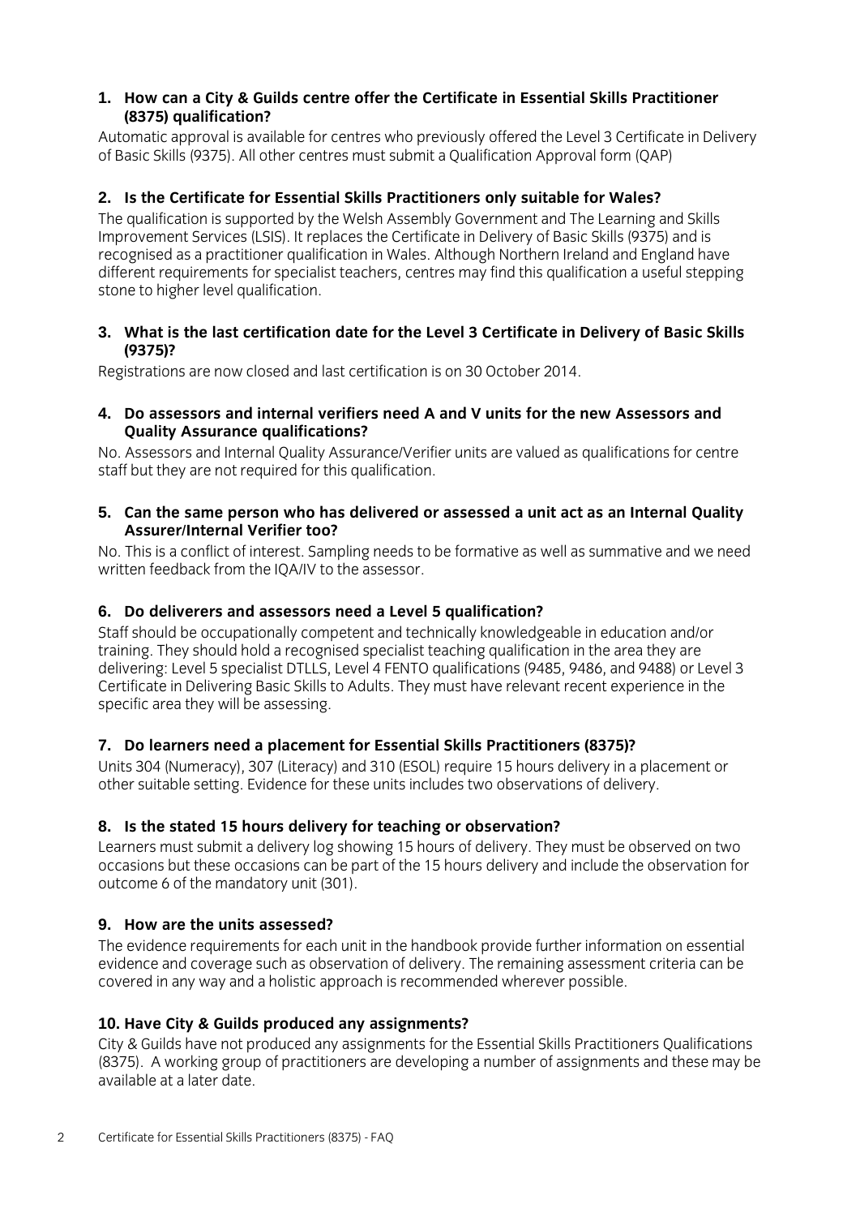**1. How can a City & Guilds centre offer the Certificate in Essential Skills Practitioner (8375) qualification?**

Automatic approval is available for centres who previously offered the Level 3 Certificate in Delivery of Basic Skills (9375). All other centres must submit a Qualification Approval form (QAP)

**2. Is the Certificate for Essential Skills Practitioners only suitable for Wales?**

The qualification is supported by the Welsh Assembly Government and The Learning and Skills Improvement Services (LSIS). It replaces the Certificate in Delivery of Basic Skills (9375) and is recognised as a practitioner qualification in Wales. Although Northern Ireland and England have different requirements for specialist teachers, centres may find this qualification a useful stepping stone to higher level qualification.

**3. What is the last certification date for the Level 3 Certificate in Delivery of Basic Skills (9375)?**

Registrations are now closed and last certification is on 30 October 2014.

**4. Do assessors and internal verifiers need A and V units for the new Assessors and Quality Assurance qualifications?**

No. Assessors and Internal Quality Assurance/Verifier units are valued as qualifications for centre staff but they are not required for this qualification.

**5. Can the same person who has delivered or assessed a unit act as an Internal Quality Assurer/Internal Verifier too?**

No. This is a conflict of interest. Sampling needs to be formative as well as summative and we need written feedback from the IQA/IV to the assessor.

**6. Do deliverers and assessors need a Level 5 qualification?**

Staff should be occupationally competent and technically knowledgeable in education and/or training. They should hold a recognised specialist teaching qualification in the area they are delivering: Level 5 specialist DTLLS, Level 4 FENTO qualifications (9485, 9486, and 9488) or Level 3 Certificate in Delivering Basic Skills to Adults. They must have relevant recent experience in the specific area they will be assessing.

**7. Do learners need a placement for Essential Skills Practitioners (8375)?**

Units 304 (Numeracy), 307 (Literacy) and 310 (ESOL) require 15 hours delivery in a placement or other suitable setting. Evidence for these units includes two observations of delivery.

**8. Is the stated 15 hours delivery for teaching or observation?**

Learners must submit a delivery log showing 15 hours of delivery. They must be observed on two occasions but these occasions can be part of the 15 hours delivery and include the observation for outcome 6 of the mandatory unit (301).

**9. How are the units assessed?**

The evidence requirements for each unit in the handbook provide further information on essential evidence and coverage such as observation of delivery. The remaining assessment criteria can be covered in any way and a holistic approach is recommended wherever possible.

**10. Have City & Guilds produced any assignments?**

City & Guilds have not produced any assignments for the Essential Skills Practitioners Qualifications (8375). A working group of practitioners are developing a number of assignments and these may be available at a later date.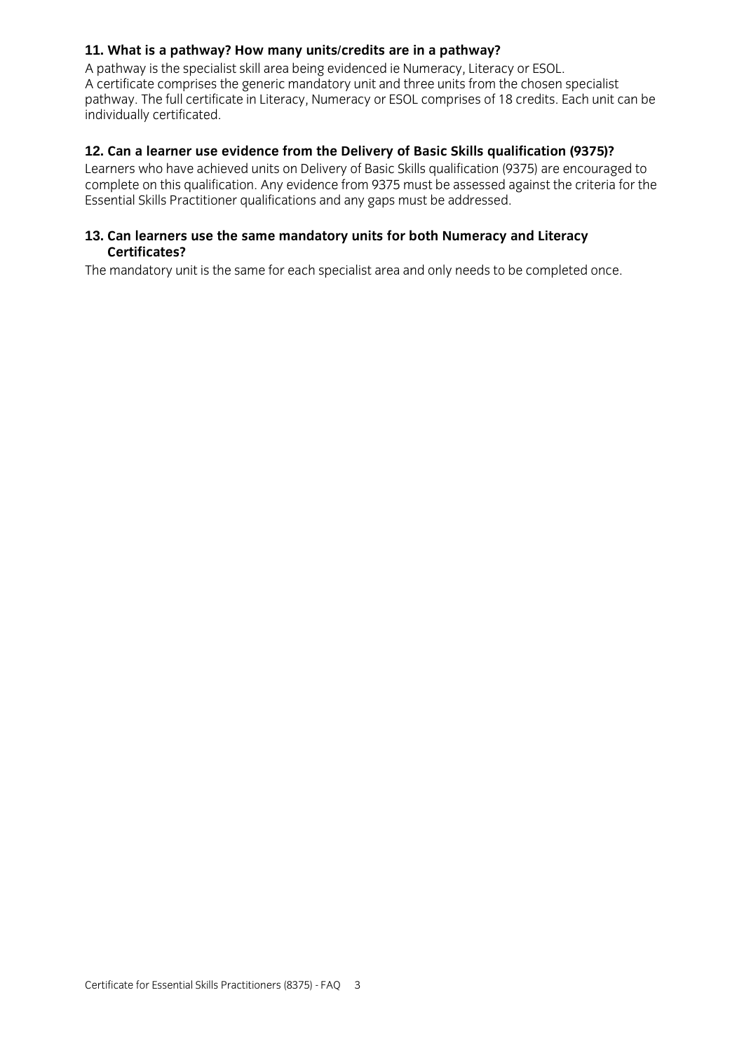### 11. What is a pathway? How many units/credits are in a pathway?

A pathway is the specialist skill area being evidenced ie Numeracy, Literacy or ESOL.
A certificate comprises the generic mandatory unit and three units from the chosen specialist pathway. The full certificate in Literacy, Numeracy or ESOL comprises of 18 credits. Each unit can be individually certificated.

### 12. Can a learner use evidence from the Delivery of Basic Skills qualification (9375)?

Learners who have achieved units on Delivery of Basic Skills qualification (9375) are encouraged to complete on this qualification. Any evidence from 9375 must be assessed against the criteria for the Essential Skills Practitioner qualifications and any gaps must be addressed.

### 13. Can learners use the same mandatory units for both Numeracy and Literacy Certificates?

The mandatory unit is the same for each specialist area and only needs to be completed once.